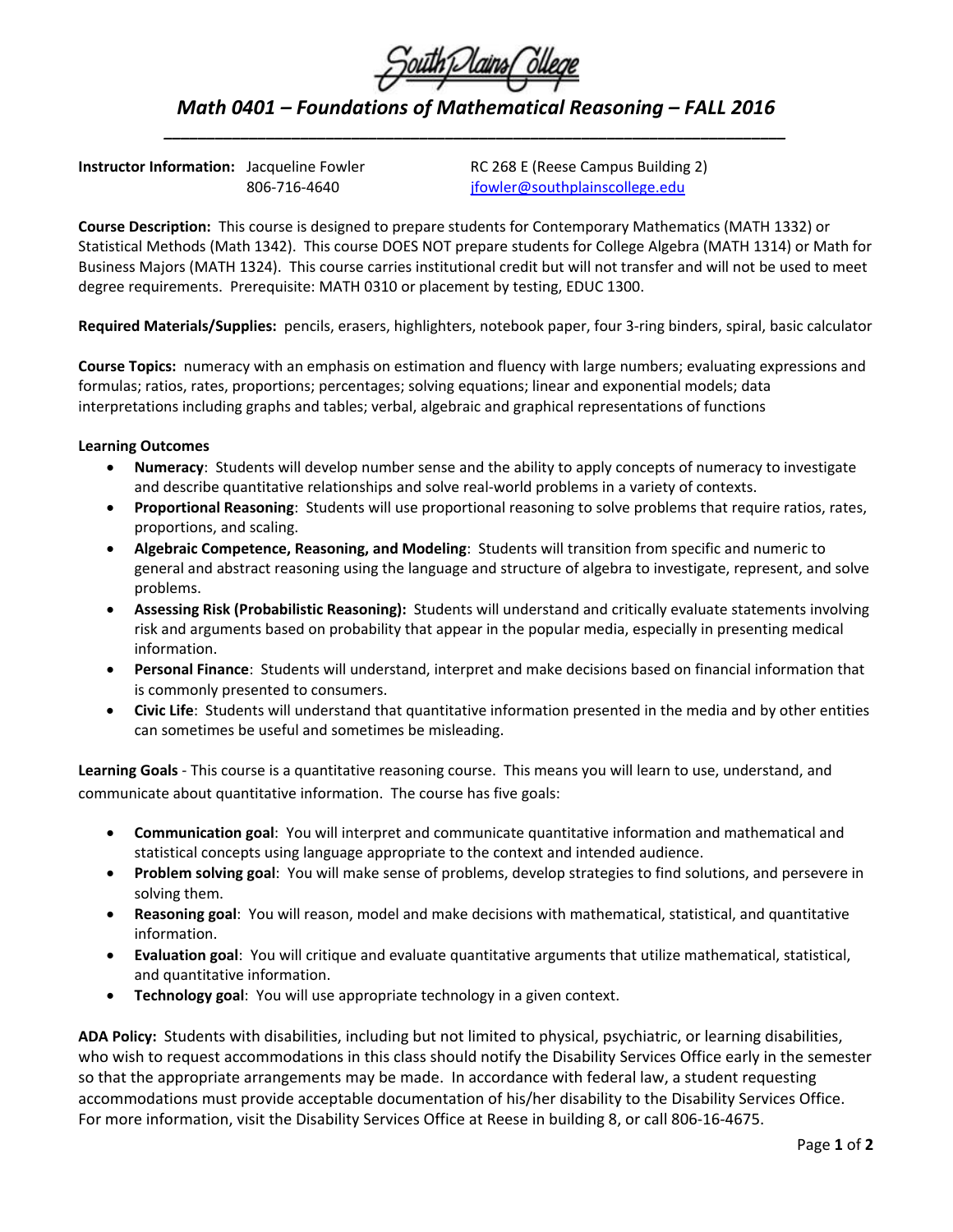South Plains College

# *Math 0401 – Foundations of Mathematical Reasoning – FALL 2016*

**Instructor Information:** Jacqueline Fowler
806-716-4640
RC 268 E (Reese Campus Building 2)
jfowler@southplainscollege.edu

**Course Description:** This course is designed to prepare students for Contemporary Mathematics (MATH 1332) or Statistical Methods (Math 1342). This course DOES NOT prepare students for College Algebra (MATH 1314) or Math for Business Majors (MATH 1324). This course carries institutional credit but will not transfer and will not be used to meet degree requirements. Prerequisite: MATH 0310 or placement by testing, EDUC 1300.

**Required Materials/Supplies:** pencils, erasers, highlighters, notebook paper, four 3-ring binders, spiral, basic calculator

**Course Topics:** numeracy with an emphasis on estimation and fluency with large numbers; evaluating expressions and formulas; ratios, rates, proportions; percentages; solving equations; linear and exponential models; data interpretations including graphs and tables; verbal, algebraic and graphical representations of functions

**Learning Outcomes**

- **Numeracy**: Students will develop number sense and the ability to apply concepts of numeracy to investigate and describe quantitative relationships and solve real-world problems in a variety of contexts.
- **Proportional Reasoning**: Students will use proportional reasoning to solve problems that require ratios, rates, proportions, and scaling.
- **Algebraic Competence, Reasoning, and Modeling**: Students will transition from specific and numeric to general and abstract reasoning using the language and structure of algebra to investigate, represent, and solve problems.
- **Assessing Risk (Probabilistic Reasoning):** Students will understand and critically evaluate statements involving risk and arguments based on probability that appear in the popular media, especially in presenting medical information.
- **Personal Finance**: Students will understand, interpret and make decisions based on financial information that is commonly presented to consumers.
- **Civic Life**: Students will understand that quantitative information presented in the media and by other entities can sometimes be useful and sometimes be misleading.

**Learning Goals** - This course is a quantitative reasoning course. This means you will learn to use, understand, and communicate about quantitative information. The course has five goals:

- **Communication goal**: You will interpret and communicate quantitative information and mathematical and statistical concepts using language appropriate to the context and intended audience.
- **Problem solving goal**: You will make sense of problems, develop strategies to find solutions, and persevere in solving them.
- **Reasoning goal**: You will reason, model and make decisions with mathematical, statistical, and quantitative information.
- **Evaluation goal**: You will critique and evaluate quantitative arguments that utilize mathematical, statistical, and quantitative information.
- **Technology goal**: You will use appropriate technology in a given context.

**ADA Policy:** Students with disabilities, including but not limited to physical, psychiatric, or learning disabilities, who wish to request accommodations in this class should notify the Disability Services Office early in the semester so that the appropriate arrangements may be made. In accordance with federal law, a student requesting accommodations must provide acceptable documentation of his/her disability to the Disability Services Office. For more information, visit the Disability Services Office at Reese in building 8, or call 806-16-4675.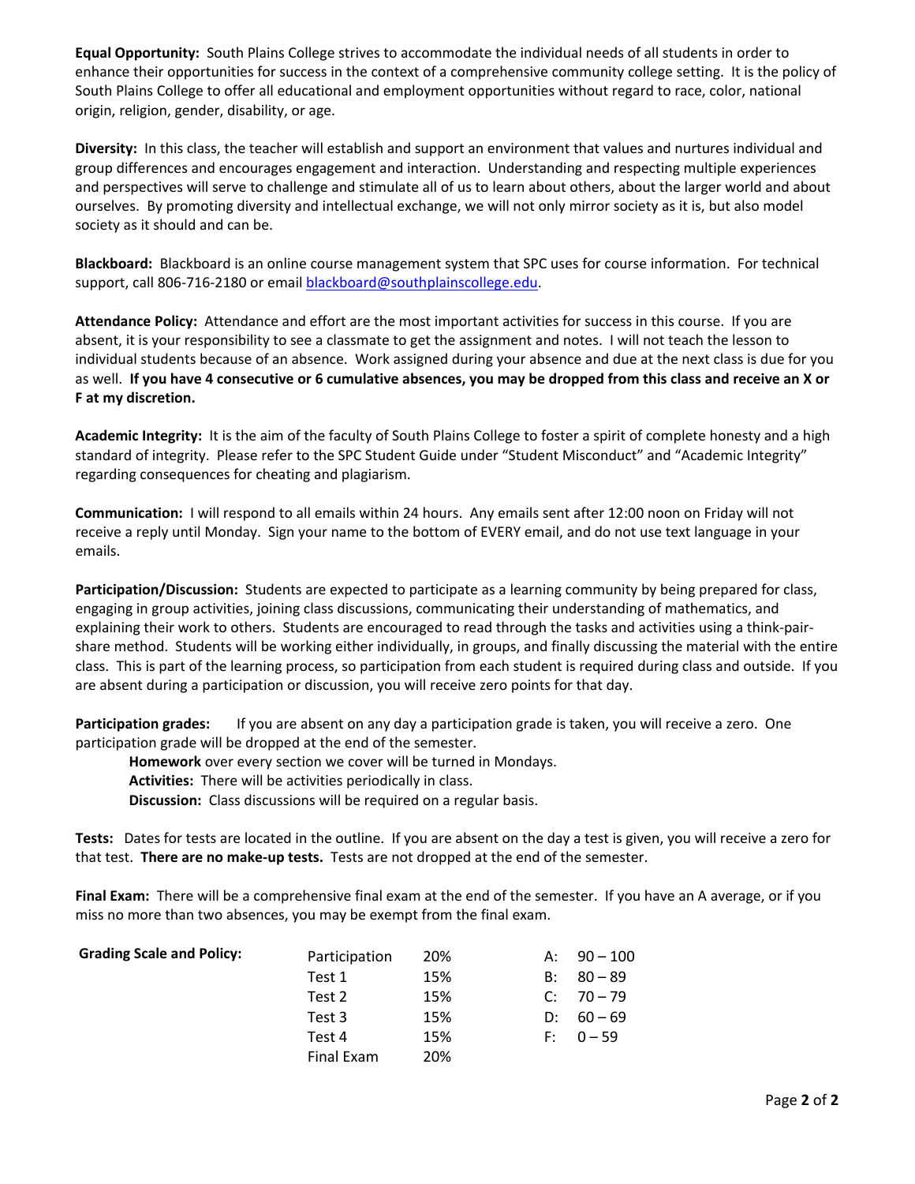**Equal Opportunity:** South Plains College strives to accommodate the individual needs of all students in order to enhance their opportunities for success in the context of a comprehensive community college setting. It is the policy of South Plains College to offer all educational and employment opportunities without regard to race, color, national origin, religion, gender, disability, or age.

**Diversity:** In this class, the teacher will establish and support an environment that values and nurtures individual and group differences and encourages engagement and interaction. Understanding and respecting multiple experiences and perspectives will serve to challenge and stimulate all of us to learn about others, about the larger world and about ourselves. By promoting diversity and intellectual exchange, we will not only mirror society as it is, but also model society as it should and can be.

**Blackboard:** Blackboard is an online course management system that SPC uses for course information. For technical support, call 806-716-2180 or email blackboard@southplainscollege.edu.

**Attendance Policy:** Attendance and effort are the most important activities for success in this course. If you are absent, it is your responsibility to see a classmate to get the assignment and notes. I will not teach the lesson to individual students because of an absence. Work assigned during your absence and due at the next class is due for you as well. **If you have 4 consecutive or 6 cumulative absences, you may be dropped from this class and receive an X or F at my discretion.**

**Academic Integrity:** It is the aim of the faculty of South Plains College to foster a spirit of complete honesty and a high standard of integrity. Please refer to the SPC Student Guide under "Student Misconduct" and "Academic Integrity" regarding consequences for cheating and plagiarism.

**Communication:** I will respond to all emails within 24 hours. Any emails sent after 12:00 noon on Friday will not receive a reply until Monday. Sign your name to the bottom of EVERY email, and do not use text language in your emails.

**Participation/Discussion:** Students are expected to participate as a learning community by being prepared for class, engaging in group activities, joining class discussions, communicating their understanding of mathematics, and explaining their work to others. Students are encouraged to read through the tasks and activities using a think-pair-share method. Students will be working either individually, in groups, and finally discussing the material with the entire class. This is part of the learning process, so participation from each student is required during class and outside. If you are absent during a participation or discussion, you will receive zero points for that day.

**Participation grades:** If you are absent on any day a participation grade is taken, you will receive a zero. One participation grade will be dropped at the end of the semester.

- **Homework** over every section we cover will be turned in Mondays.
- **Activities:** There will be activities periodically in class.
- **Discussion:** Class discussions will be required on a regular basis.

**Tests:** Dates for tests are located in the outline. If you are absent on the day a test is given, you will receive a zero for that test. **There are no make-up tests.** Tests are not dropped at the end of the semester.

**Final Exam:** There will be a comprehensive final exam at the end of the semester. If you have an A average, or if you miss no more than two absences, you may be exempt from the final exam.

**Grading Scale and Policy:**

| | | | |
|---|---|---|---|
| Participation | 20% | A: | 90 – 100 |
| Test 1 | 15% | B: | 80 – 89 |
| Test 2 | 15% | C: | 70 – 79 |
| Test 3 | 15% | D: | 60 – 69 |
| Test 4 | 15% | F: | 0 – 59 |
| Final Exam | 20% | | |